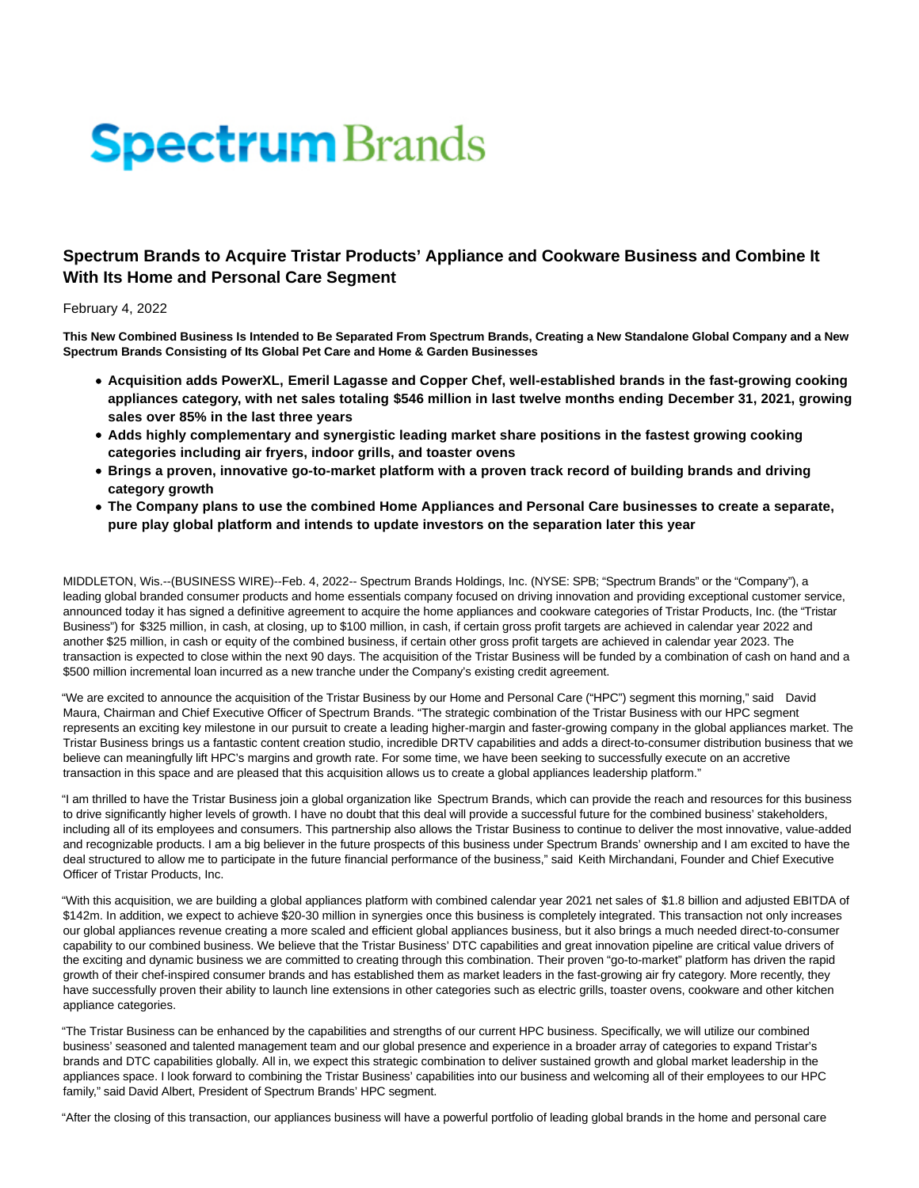Spectrum Brands

# Spectrum Brands to Acquire Tristar Products' Appliance and Cookware Business and Combine It With Its Home and Personal Care Segment

February 4, 2022

**This New Combined Business Is Intended to Be Separated From Spectrum Brands, Creating a New Standalone Global Company and a New Spectrum Brands Consisting of Its Global Pet Care and Home & Garden Businesses**

- **Acquisition adds PowerXL, Emeril Lagasse and Copper Chef, well-established brands in the fast-growing cooking appliances category, with net sales totaling $546 million in last twelve months ending December 31, 2021, growing sales over 85% in the last three years**
- **Adds highly complementary and synergistic leading market share positions in the fastest growing cooking categories including air fryers, indoor grills, and toaster ovens**
- **Brings a proven, innovative go-to-market platform with a proven track record of building brands and driving category growth**
- **The Company plans to use the combined Home Appliances and Personal Care businesses to create a separate, pure play global platform and intends to update investors on the separation later this year**

MIDDLETON, Wis.--(BUSINESS WIRE)--Feb. 4, 2022-- Spectrum Brands Holdings, Inc. (NYSE: SPB; "Spectrum Brands" or the "Company"), a leading global branded consumer products and home essentials company focused on driving innovation and providing exceptional customer service, announced today it has signed a definitive agreement to acquire the home appliances and cookware categories of Tristar Products, Inc. (the "Tristar Business") for $325 million, in cash, at closing, up to $100 million, in cash, if certain gross profit targets are achieved in calendar year 2022 and another $25 million, in cash or equity of the combined business, if certain other gross profit targets are achieved in calendar year 2023. The transaction is expected to close within the next 90 days. The acquisition of the Tristar Business will be funded by a combination of cash on hand and a $500 million incremental loan incurred as a new tranche under the Company's existing credit agreement.

"We are excited to announce the acquisition of the Tristar Business by our Home and Personal Care ("HPC") segment this morning," said David Maura, Chairman and Chief Executive Officer of Spectrum Brands. "The strategic combination of the Tristar Business with our HPC segment represents an exciting key milestone in our pursuit to create a leading higher-margin and faster-growing company in the global appliances market. The Tristar Business brings us a fantastic content creation studio, incredible DRTV capabilities and adds a direct-to-consumer distribution business that we believe can meaningfully lift HPC's margins and growth rate. For some time, we have been seeking to successfully execute on an accretive transaction in this space and are pleased that this acquisition allows us to create a global appliances leadership platform."

"I am thrilled to have the Tristar Business join a global organization like Spectrum Brands, which can provide the reach and resources for this business to drive significantly higher levels of growth. I have no doubt that this deal will provide a successful future for the combined business' stakeholders, including all of its employees and consumers. This partnership also allows the Tristar Business to continue to deliver the most innovative, value-added and recognizable products. I am a big believer in the future prospects of this business under Spectrum Brands' ownership and I am excited to have the deal structured to allow me to participate in the future financial performance of the business," said Keith Mirchandani, Founder and Chief Executive Officer of Tristar Products, Inc.

"With this acquisition, we are building a global appliances platform with combined calendar year 2021 net sales of $1.8 billion and adjusted EBITDA of $142m. In addition, we expect to achieve $20-30 million in synergies once this business is completely integrated. This transaction not only increases our global appliances revenue creating a more scaled and efficient global appliances business, but it also brings a much needed direct-to-consumer capability to our combined business. We believe that the Tristar Business' DTC capabilities and great innovation pipeline are critical value drivers of the exciting and dynamic business we are committed to creating through this combination. Their proven "go-to-market" platform has driven the rapid growth of their chef-inspired consumer brands and has established them as market leaders in the fast-growing air fry category. More recently, they have successfully proven their ability to launch line extensions in other categories such as electric grills, toaster ovens, cookware and other kitchen appliance categories.

"The Tristar Business can be enhanced by the capabilities and strengths of our current HPC business. Specifically, we will utilize our combined business' seasoned and talented management team and our global presence and experience in a broader array of categories to expand Tristar's brands and DTC capabilities globally. All in, we expect this strategic combination to deliver sustained growth and global market leadership in the appliances space. I look forward to combining the Tristar Business' capabilities into our business and welcoming all of their employees to our HPC family," said David Albert, President of Spectrum Brands' HPC segment.

"After the closing of this transaction, our appliances business will have a powerful portfolio of leading global brands in the home and personal care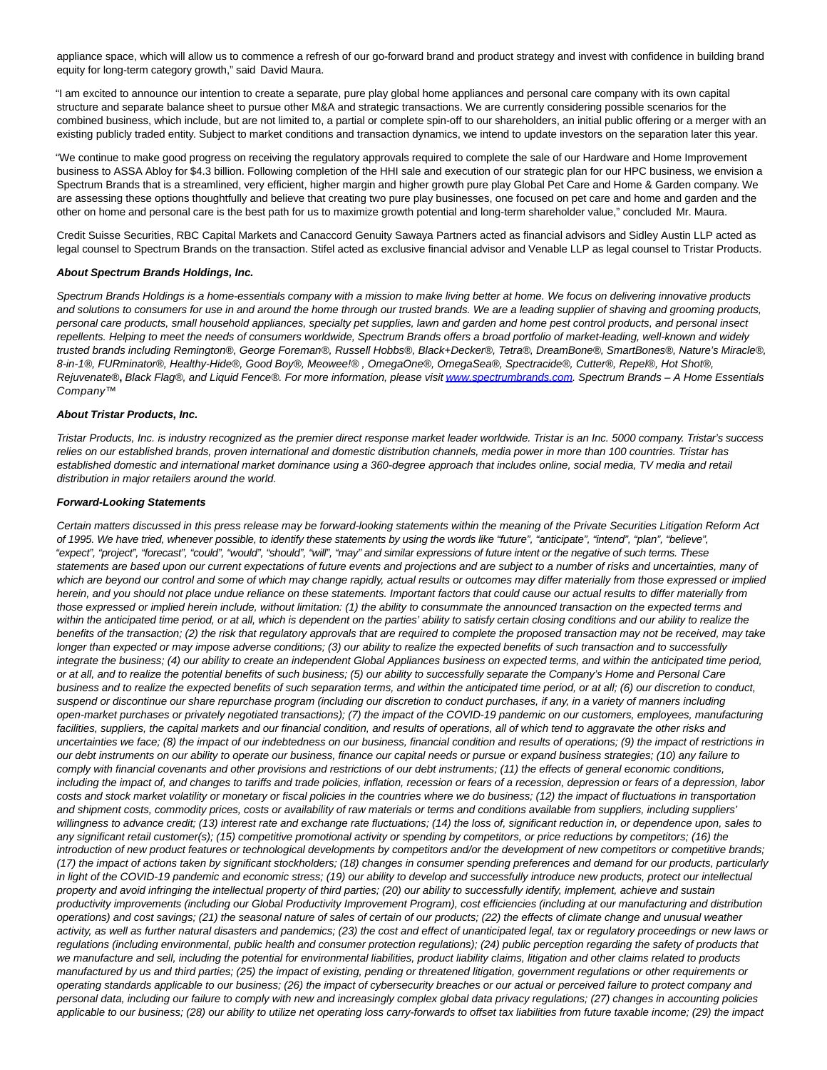appliance space, which will allow us to commence a refresh of our go-forward brand and product strategy and invest with confidence in building brand equity for long-term category growth," said David Maura.

"I am excited to announce our intention to create a separate, pure play global home appliances and personal care company with its own capital structure and separate balance sheet to pursue other M&A and strategic transactions. We are currently considering possible scenarios for the combined business, which include, but are not limited to, a partial or complete spin-off to our shareholders, an initial public offering or a merger with an existing publicly traded entity. Subject to market conditions and transaction dynamics, we intend to update investors on the separation later this year.

"We continue to make good progress on receiving the regulatory approvals required to complete the sale of our Hardware and Home Improvement business to ASSA Abloy for $4.3 billion. Following completion of the HHI sale and execution of our strategic plan for our HPC business, we envision a Spectrum Brands that is a streamlined, very efficient, higher margin and higher growth pure play Global Pet Care and Home & Garden company. We are assessing these options thoughtfully and believe that creating two pure play businesses, one focused on pet care and home and garden and the other on home and personal care is the best path for us to maximize growth potential and long-term shareholder value," concluded Mr. Maura.

Credit Suisse Securities, RBC Capital Markets and Canaccord Genuity Sawaya Partners acted as financial advisors and Sidley Austin LLP acted as legal counsel to Spectrum Brands on the transaction. Stifel acted as exclusive financial advisor and Venable LLP as legal counsel to Tristar Products.

***About Spectrum Brands Holdings, Inc.***

*Spectrum Brands Holdings is a home-essentials company with a mission to make living better at home. We focus on delivering innovative products and solutions to consumers for use in and around the home through our trusted brands. We are a leading supplier of shaving and grooming products, personal care products, small household appliances, specialty pet supplies, lawn and garden and home pest control products, and personal insect repellents. Helping to meet the needs of consumers worldwide, Spectrum Brands offers a broad portfolio of market-leading, well-known and widely trusted brands including Remington®, George Foreman®, Russell Hobbs®, Black+Decker®, Tetra®, DreamBone®, SmartBones®, Nature's Miracle®, 8-in-1®, FURminator®, Healthy-Hide®, Good Boy®, Meowee!® , OmegaOne®, OmegaSea®, Spectracide®, Cutter®, Repel®, Hot Shot®, Rejuvenate®,* ***,*** *Black Flag®, and Liquid Fence®. For more information, please visit [www.spectrumbrands.com](http://www.spectrumbrands.com). Spectrum Brands – A Home Essentials Company™*

***About Tristar Products, Inc.***

*Tristar Products, Inc. is industry recognized as the premier direct response market leader worldwide. Tristar is an Inc. 5000 company. Tristar's success relies on our established brands, proven international and domestic distribution channels, media power in more than 100 countries. Tristar has established domestic and international market dominance using a 360-degree approach that includes online, social media, TV media and retail distribution in major retailers around the world.*

***Forward-Looking Statements***

*Certain matters discussed in this press release may be forward-looking statements within the meaning of the Private Securities Litigation Reform Act of 1995. We have tried, whenever possible, to identify these statements by using the words like "future", "anticipate", "intend", "plan", "believe", "expect", "project", "forecast", "could", "would", "should", "will", "may" and similar expressions of future intent or the negative of such terms. These statements are based upon our current expectations of future events and projections and are subject to a number of risks and uncertainties, many of which are beyond our control and some of which may change rapidly, actual results or outcomes may differ materially from those expressed or implied herein, and you should not place undue reliance on these statements. Important factors that could cause our actual results to differ materially from those expressed or implied herein include, without limitation: (1) the ability to consummate the announced transaction on the expected terms and within the anticipated time period, or at all, which is dependent on the parties' ability to satisfy certain closing conditions and our ability to realize the benefits of the transaction; (2) the risk that regulatory approvals that are required to complete the proposed transaction may not be received, may take longer than expected or may impose adverse conditions; (3) our ability to realize the expected benefits of such transaction and to successfully integrate the business; (4) our ability to create an independent Global Appliances business on expected terms, and within the anticipated time period, or at all, and to realize the potential benefits of such business; (5) our ability to successfully separate the Company's Home and Personal Care business and to realize the expected benefits of such separation terms, and within the anticipated time period, or at all; (6) our discretion to conduct, suspend or discontinue our share repurchase program (including our discretion to conduct purchases, if any, in a variety of manners including open-market purchases or privately negotiated transactions); (7) the impact of the COVID-19 pandemic on our customers, employees, manufacturing facilities, suppliers, the capital markets and our financial condition, and results of operations, all of which tend to aggravate the other risks and uncertainties we face; (8) the impact of our indebtedness on our business, financial condition and results of operations; (9) the impact of restrictions in our debt instruments on our ability to operate our business, finance our capital needs or pursue or expand business strategies; (10) any failure to comply with financial covenants and other provisions and restrictions of our debt instruments; (11) the effects of general economic conditions, including the impact of, and changes to tariffs and trade policies, inflation, recession or fears of a recession, depression or fears of a depression, labor costs and stock market volatility or monetary or fiscal policies in the countries where we do business; (12) the impact of fluctuations in transportation and shipment costs, commodity prices, costs or availability of raw materials or terms and conditions available from suppliers, including suppliers' willingness to advance credit; (13) interest rate and exchange rate fluctuations; (14) the loss of, significant reduction in, or dependence upon, sales to any significant retail customer(s); (15) competitive promotional activity or spending by competitors, or price reductions by competitors; (16) the introduction of new product features or technological developments by competitors and/or the development of new competitors or competitive brands; (17) the impact of actions taken by significant stockholders; (18) changes in consumer spending preferences and demand for our products, particularly in light of the COVID-19 pandemic and economic stress; (19) our ability to develop and successfully introduce new products, protect our intellectual property and avoid infringing the intellectual property of third parties; (20) our ability to successfully identify, implement, achieve and sustain productivity improvements (including our Global Productivity Improvement Program), cost efficiencies (including at our manufacturing and distribution operations) and cost savings; (21) the seasonal nature of sales of certain of our products; (22) the effects of climate change and unusual weather activity, as well as further natural disasters and pandemics; (23) the cost and effect of unanticipated legal, tax or regulatory proceedings or new laws or regulations (including environmental, public health and consumer protection regulations); (24) public perception regarding the safety of products that we manufacture and sell, including the potential for environmental liabilities, product liability claims, litigation and other claims related to products manufactured by us and third parties; (25) the impact of existing, pending or threatened litigation, government regulations or other requirements or operating standards applicable to our business; (26) the impact of cybersecurity breaches or our actual or perceived failure to protect company and personal data, including our failure to comply with new and increasingly complex global data privacy regulations; (27) changes in accounting policies applicable to our business; (28) our ability to utilize net operating loss carry-forwards to offset tax liabilities from future taxable income; (29) the impact*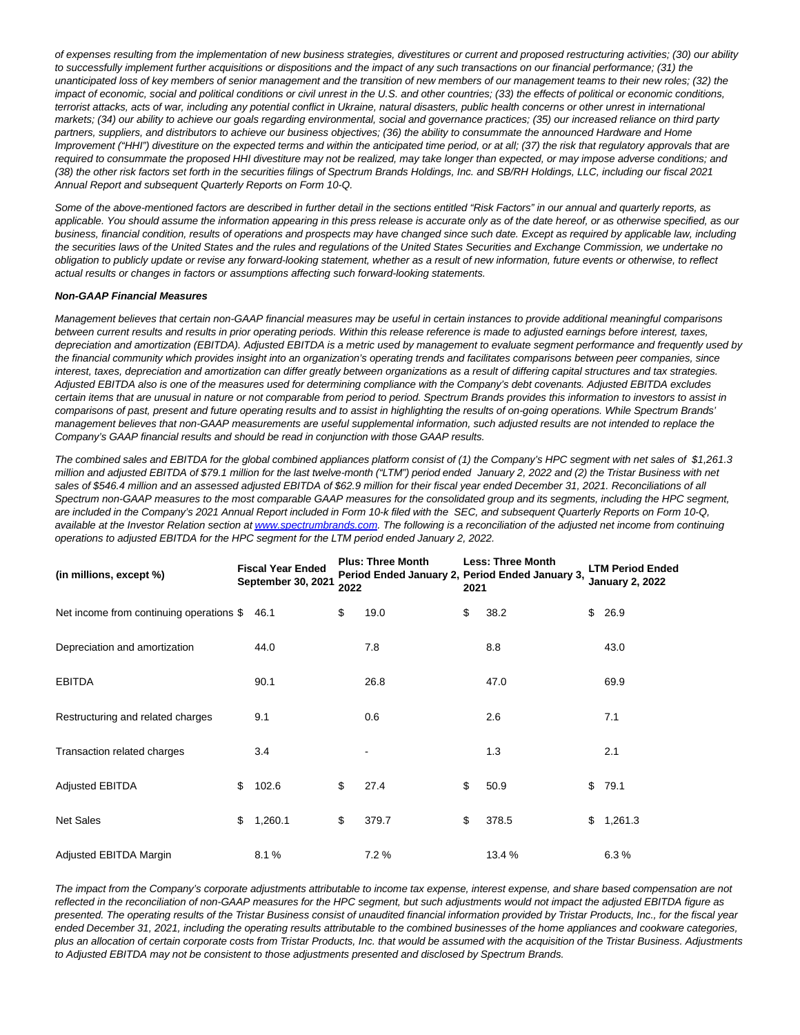*of expenses resulting from the implementation of new business strategies, divestitures or current and proposed restructuring activities; (30) our ability to successfully implement further acquisitions or dispositions and the impact of any such transactions on our financial performance; (31) the unanticipated loss of key members of senior management and the transition of new members of our management teams to their new roles; (32) the impact of economic, social and political conditions or civil unrest in the U.S. and other countries; (33) the effects of political or economic conditions, terrorist attacks, acts of war, including any potential conflict in Ukraine, natural disasters, public health concerns or other unrest in international markets; (34) our ability to achieve our goals regarding environmental, social and governance practices; (35) our increased reliance on third party partners, suppliers, and distributors to achieve our business objectives; (36) the ability to consummate the announced Hardware and Home Improvement ("HHI") divestiture on the expected terms and within the anticipated time period, or at all; (37) the risk that regulatory approvals that are required to consummate the proposed HHI divestiture may not be realized, may take longer than expected, or may impose adverse conditions; and (38) the other risk factors set forth in the securities filings of Spectrum Brands Holdings, Inc. and SB/RH Holdings, LLC, including our fiscal 2021 Annual Report and subsequent Quarterly Reports on Form 10-Q.*

*Some of the above-mentioned factors are described in further detail in the sections entitled "Risk Factors" in our annual and quarterly reports, as applicable. You should assume the information appearing in this press release is accurate only as of the date hereof, or as otherwise specified, as our business, financial condition, results of operations and prospects may have changed since such date. Except as required by applicable law, including the securities laws of the United States and the rules and regulations of the United States Securities and Exchange Commission, we undertake no obligation to publicly update or revise any forward-looking statement, whether as a result of new information, future events or otherwise, to reflect actual results or changes in factors or assumptions affecting such forward-looking statements.*

***Non-GAAP Financial Measures***

*Management believes that certain non-GAAP financial measures may be useful in certain instances to provide additional meaningful comparisons between current results and results in prior operating periods. Within this release reference is made to adjusted earnings before interest, taxes, depreciation and amortization (EBITDA). Adjusted EBITDA is a metric used by management to evaluate segment performance and frequently used by the financial community which provides insight into an organization's operating trends and facilitates comparisons between peer companies, since interest, taxes, depreciation and amortization can differ greatly between organizations as a result of differing capital structures and tax strategies. Adjusted EBITDA also is one of the measures used for determining compliance with the Company's debt covenants. Adjusted EBITDA excludes certain items that are unusual in nature or not comparable from period to period. Spectrum Brands provides this information to investors to assist in comparisons of past, present and future operating results and to assist in highlighting the results of on-going operations. While Spectrum Brands' management believes that non-GAAP measurements are useful supplemental information, such adjusted results are not intended to replace the Company's GAAP financial results and should be read in conjunction with those GAAP results.*

*The combined sales and EBITDA for the global combined appliances platform consist of (1) the Company's HPC segment with net sales of $1,261.3 million and adjusted EBITDA of $79.1 million for the last twelve-month ("LTM") period ended January 2, 2022 and (2) the Tristar Business with net sales of $546.4 million and an assessed adjusted EBITDA of $62.9 million for their fiscal year ended December 31, 2021. Reconciliations of all Spectrum non-GAAP measures to the most comparable GAAP measures for the consolidated group and its segments, including the HPC segment, are included in the Company's 2021 Annual Report included in Form 10-k filed with the SEC, and subsequent Quarterly Reports on Form 10-Q, available at the Investor Relation section at www.spectrumbrands.com. The following is a reconciliation of the adjusted net income from continuing operations to adjusted EBITDA for the HPC segment for the LTM period ended January 2, 2022.*

| (in millions, except %) | Fiscal Year Ended September 30, 2021 | Plus: Three Month Period Ended January 2, 2022 | Less: Three Month Period Ended January 3, 2021 | LTM Period Ended January 2, 2022 |
|---|---|---|---|---|
| Net income from continuing operations | $ 46.1 | $ 19.0 | $ 38.2 | $ 26.9 |
| Depreciation and amortization | 44.0 | 7.8 | 8.8 | 43.0 |
| EBITDA | 90.1 | 26.8 | 47.0 | 69.9 |
| Restructuring and related charges | 9.1 | 0.6 | 2.6 | 7.1 |
| Transaction related charges | 3.4 | - | 1.3 | 2.1 |
| Adjusted EBITDA | $ 102.6 | $ 27.4 | $ 50.9 | $ 79.1 |
| Net Sales | $ 1,260.1 | $ 379.7 | $ 378.5 | $ 1,261.3 |
| Adjusted EBITDA Margin | 8.1 % | 7.2 % | 13.4 % | 6.3 % |

*The impact from the Company's corporate adjustments attributable to income tax expense, interest expense, and share based compensation are not reflected in the reconciliation of non-GAAP measures for the HPC segment, but such adjustments would not impact the adjusted EBITDA figure as presented. The operating results of the Tristar Business consist of unaudited financial information provided by Tristar Products, Inc., for the fiscal year ended December 31, 2021, including the operating results attributable to the combined businesses of the home appliances and cookware categories, plus an allocation of certain corporate costs from Tristar Products, Inc. that would be assumed with the acquisition of the Tristar Business. Adjustments to Adjusted EBITDA may not be consistent to those adjustments presented and disclosed by Spectrum Brands.*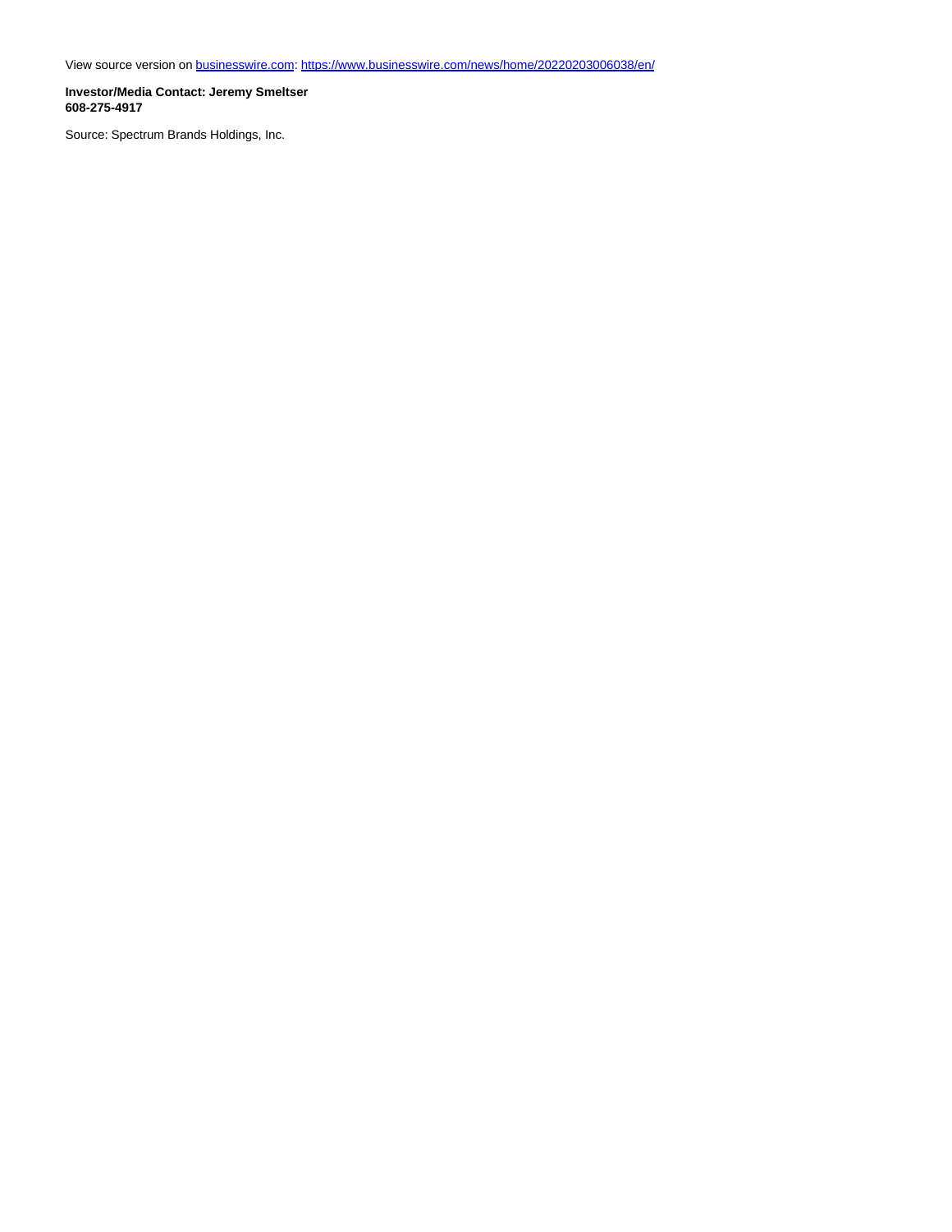View source version on [businesswire.com](https://www.businesswire.com/news/home/20220203006038/en/): [https://www.businesswire.com/news/home/20220203006038/en/](https://www.businesswire.com/news/home/20220203006038/en/)

**Investor/Media Contact: Jeremy Smeltser**
**608-275-4917**

Source: Spectrum Brands Holdings, Inc.